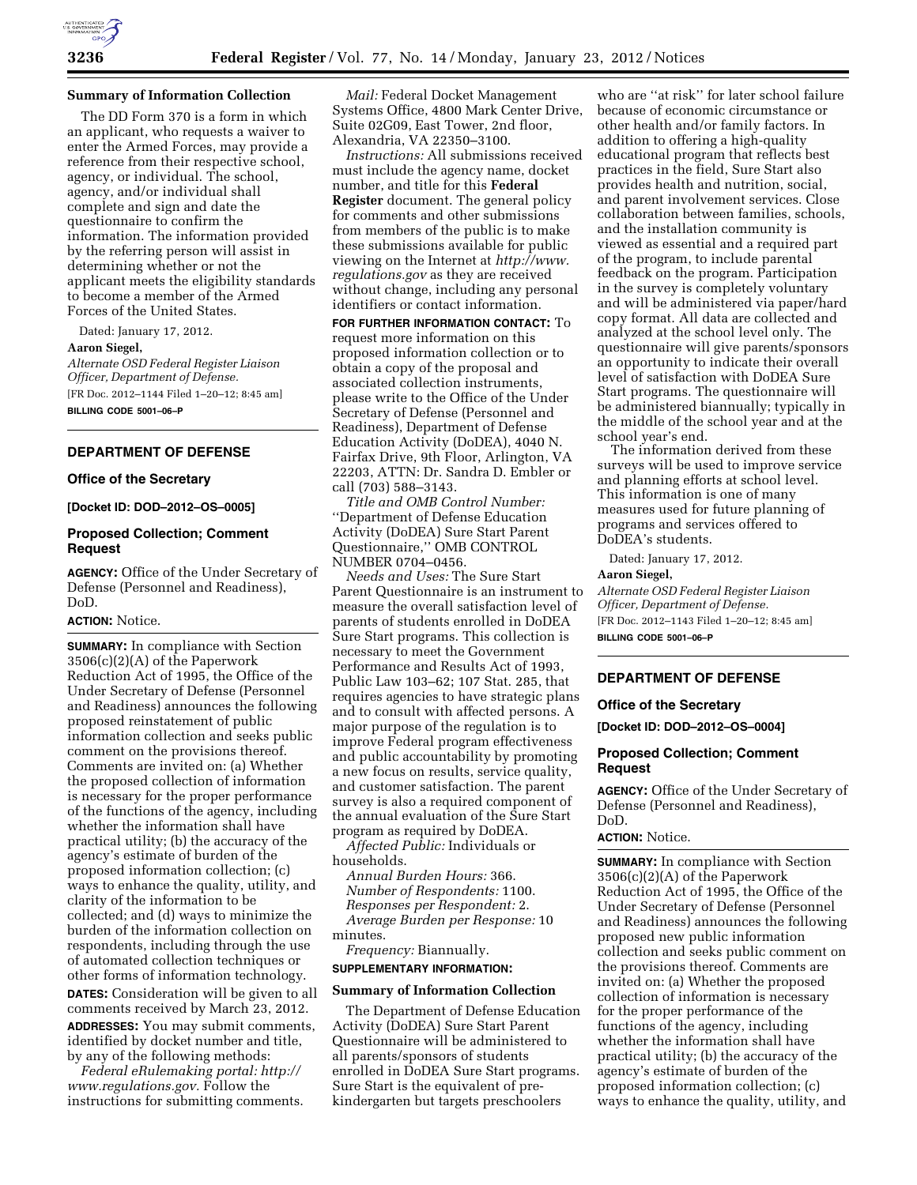**Summary of Information Collection**

The DD Form 370 is a form in which an applicant, who requests a waiver to enter the Armed Forces, may provide a reference from their respective school, agency, or individual. The school, agency, and/or individual shall complete and sign and date the questionnaire to confirm the information. The information provided by the referring person will assist in determining whether or not the applicant meets the eligibility standards to become a member of the Armed Forces of the United States.

Dated: January 17, 2012.

**Aaron Siegel,**

*Alternate OSD Federal Register Liaison Officer, Department of Defense.*

[FR Doc. 2012–1144 Filed 1–20–12; 8:45 am]

**BILLING CODE 5001–06–P**

## DEPARTMENT OF DEFENSE

### Office of the Secretary

**[Docket ID: DOD–2012–OS–0005]**

### Proposed Collection; Comment Request

**AGENCY:** Office of the Under Secretary of Defense (Personnel and Readiness), DoD.

**ACTION:** Notice.

**SUMMARY:** In compliance with Section 3506(c)(2)(A) of the Paperwork Reduction Act of 1995, the Office of the Under Secretary of Defense (Personnel and Readiness) announces the following proposed reinstatement of public information collection and seeks public comment on the provisions thereof. Comments are invited on: (a) Whether the proposed collection of information is necessary for the proper performance of the functions of the agency, including whether the information shall have practical utility; (b) the accuracy of the agency's estimate of burden of the proposed information collection; (c) ways to enhance the quality, utility, and clarity of the information to be collected; and (d) ways to minimize the burden of the information collection on respondents, including through the use of automated collection techniques or other forms of information technology.

**DATES:** Consideration will be given to all comments received by March 23, 2012.

**ADDRESSES:** You may submit comments, identified by docket number and title, by any of the following methods:

*Federal eRulemaking portal: http://www.regulations.gov*. Follow the instructions for submitting comments.

*Mail:* Federal Docket Management Systems Office, 4800 Mark Center Drive, Suite 02G09, East Tower, 2nd floor, Alexandria, VA 22350–3100.

*Instructions:* All submissions received must include the agency name, docket number, and title for this **Federal Register** document. The general policy for comments and other submissions from members of the public is to make these submissions available for public viewing on the Internet at *http://www.regulations.gov* as they are received without change, including any personal identifiers or contact information.

**FOR FURTHER INFORMATION CONTACT:** To request more information on this proposed information collection or to obtain a copy of the proposal and associated collection instruments, please write to the Office of the Under Secretary of Defense (Personnel and Readiness), Department of Defense Education Activity (DoDEA), 4040 N. Fairfax Drive, 9th Floor, Arlington, VA 22203, ATTN: Dr. Sandra D. Embler or call (703) 588–3143.

*Title and OMB Control Number:* ''Department of Defense Education Activity (DoDEA) Sure Start Parent Questionnaire,'' OMB CONTROL NUMBER 0704–0456.

*Needs and Uses:* The Sure Start Parent Questionnaire is an instrument to measure the overall satisfaction level of parents of students enrolled in DoDEA Sure Start programs. This collection is necessary to meet the Government Performance and Results Act of 1993, Public Law 103–62; 107 Stat. 285, that requires agencies to have strategic plans and to consult with affected persons. A major purpose of the regulation is to improve Federal program effectiveness and public accountability by promoting a new focus on results, service quality, and customer satisfaction. The parent survey is also a required component of the annual evaluation of the Sure Start program as required by DoDEA.

*Affected Public:* Individuals or households.

*Annual Burden Hours:* 366.

*Number of Respondents:* 1100.

*Responses per Respondent:* 2.

*Average Burden per Response:* 10 minutes.

*Frequency:* Biannually.

**SUPPLEMENTARY INFORMATION:**

**Summary of Information Collection**

The Department of Defense Education Activity (DoDEA) Sure Start Parent Questionnaire will be administered to all parents/sponsors of students enrolled in DoDEA Sure Start programs. Sure Start is the equivalent of pre-kindergarten but targets preschoolers who are ''at risk'' for later school failure because of economic circumstance or other health and/or family factors. In addition to offering a high-quality educational program that reflects best practices in the field, Sure Start also provides health and nutrition, social, and parent involvement services. Close collaboration between families, schools, and the installation community is viewed as essential and a required part of the program, to include parental feedback on the program. Participation in the survey is completely voluntary and will be administered via paper/hard copy format. All data are collected and analyzed at the school level only. The questionnaire will give parents/sponsors an opportunity to indicate their overall level of satisfaction with DoDEA Sure Start programs. The questionnaire will be administered biannually; typically in the middle of the school year and at the school year's end.

The information derived from these surveys will be used to improve service and planning efforts at school level. This information is one of many measures used for future planning of programs and services offered to DoDEA's students.

Dated: January 17, 2012.

**Aaron Siegel,**

*Alternate OSD Federal Register Liaison Officer, Department of Defense.*

[FR Doc. 2012–1143 Filed 1–20–12; 8:45 am]

**BILLING CODE 5001–06–P**

## DEPARTMENT OF DEFENSE

### Office of the Secretary

**[Docket ID: DOD–2012–OS–0004]**

### Proposed Collection; Comment Request

**AGENCY:** Office of the Under Secretary of Defense (Personnel and Readiness), DoD.

**ACTION:** Notice.

**SUMMARY:** In compliance with Section 3506(c)(2)(A) of the Paperwork Reduction Act of 1995, the Office of the Under Secretary of Defense (Personnel and Readiness) announces the following proposed new public information collection and seeks public comment on the provisions thereof. Comments are invited on: (a) Whether the proposed collection of information is necessary for the proper performance of the functions of the agency, including whether the information shall have practical utility; (b) the accuracy of the agency's estimate of burden of the proposed information collection; (c) ways to enhance the quality, utility, and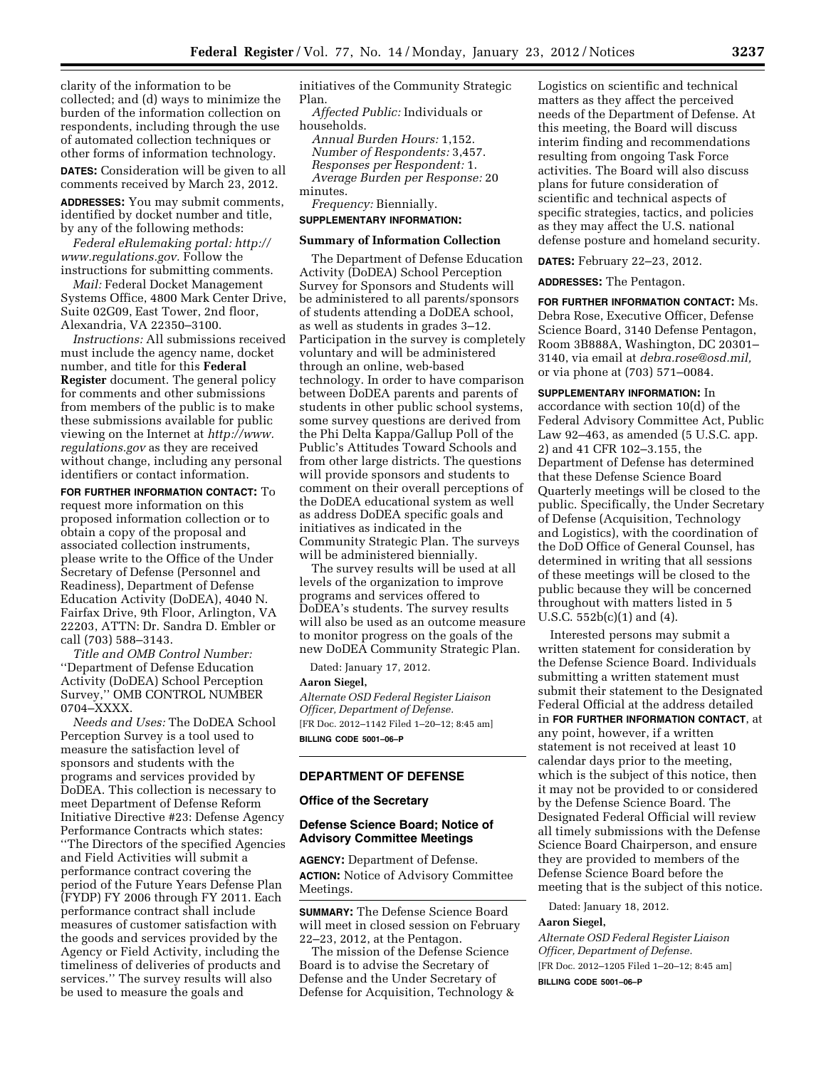clarity of the information to be collected; and (d) ways to minimize the burden of the information collection on respondents, including through the use of automated collection techniques or other forms of information technology.

**DATES:** Consideration will be given to all comments received by March 23, 2012.

**ADDRESSES:** You may submit comments, identified by docket number and title, by any of the following methods:

*Federal eRulemaking portal: http://www.regulations.gov.* Follow the instructions for submitting comments.

*Mail:* Federal Docket Management Systems Office, 4800 Mark Center Drive, Suite 02G09, East Tower, 2nd floor, Alexandria, VA 22350–3100.

*Instructions:* All submissions received must include the agency name, docket number, and title for this **Federal Register** document. The general policy for comments and other submissions from members of the public is to make these submissions available for public viewing on the Internet at *http://www.regulations.gov* as they are received without change, including any personal identifiers or contact information.

**FOR FURTHER INFORMATION CONTACT:** To request more information on this proposed information collection or to obtain a copy of the proposal and associated collection instruments, please write to the Office of the Under Secretary of Defense (Personnel and Readiness), Department of Defense Education Activity (DoDEA), 4040 N. Fairfax Drive, 9th Floor, Arlington, VA 22203, ATTN: Dr. Sandra D. Embler or call (703) 588–3143.

*Title and OMB Control Number:* ''Department of Defense Education Activity (DoDEA) School Perception Survey,'' OMB CONTROL NUMBER 0704–XXXX.

*Needs and Uses:* The DoDEA School Perception Survey is a tool used to measure the satisfaction level of sponsors and students with the programs and services provided by DoDEA. This collection is necessary to meet Department of Defense Reform Initiative Directive #23: Defense Agency Performance Contracts which states: ''The Directors of the specified Agencies and Field Activities will submit a performance contract covering the period of the Future Years Defense Plan (FYDP) FY 2006 through FY 2011. Each performance contract shall include measures of customer satisfaction with the goods and services provided by the Agency or Field Activity, including the timeliness of deliveries of products and services.'' The survey results will also be used to measure the goals and initiatives of the Community Strategic Plan.

*Affected Public:* Individuals or households.

*Annual Burden Hours:* 1,152.

*Number of Respondents:* 3,457.

*Responses per Respondent:* 1.

*Average Burden per Response:* 20 minutes.

*Frequency:* Biennially.

**SUPPLEMENTARY INFORMATION:**

**Summary of Information Collection**

The Department of Defense Education Activity (DoDEA) School Perception Survey for Sponsors and Students will be administered to all parents/sponsors of students attending a DoDEA school, as well as students in grades 3–12. Participation in the survey is completely voluntary and will be administered through an online, web-based technology. In order to have comparison between DoDEA parents and parents of students in other public school systems, some survey questions are derived from the Phi Delta Kappa/Gallup Poll of the Public's Attitudes Toward Schools and from other large districts. The questions will provide sponsors and students to comment on their overall perceptions of the DoDEA educational system as well as address DoDEA specific goals and initiatives as indicated in the Community Strategic Plan. The surveys will be administered biennially.

The survey results will be used at all levels of the organization to improve programs and services offered to DoDEA's students. The survey results will also be used as an outcome measure to monitor progress on the goals of the new DoDEA Community Strategic Plan.

Dated: January 17, 2012.

**Aaron Siegel,**

*Alternate OSD Federal Register Liaison Officer, Department of Defense.*

[FR Doc. 2012–1142 Filed 1–20–12; 8:45 am]

**BILLING CODE 5001–06–P**

## DEPARTMENT OF DEFENSE

### Office of the Secretary

### Defense Science Board; Notice of Advisory Committee Meetings

**AGENCY:** Department of Defense.

**ACTION:** Notice of Advisory Committee Meetings.

**SUMMARY:** The Defense Science Board will meet in closed session on February 22–23, 2012, at the Pentagon.

The mission of the Defense Science Board is to advise the Secretary of Defense and the Under Secretary of Defense for Acquisition, Technology & Logistics on scientific and technical matters as they affect the perceived needs of the Department of Defense. At this meeting, the Board will discuss interim finding and recommendations resulting from ongoing Task Force activities. The Board will also discuss plans for future consideration of scientific and technical aspects of specific strategies, tactics, and policies as they may affect the U.S. national defense posture and homeland security.

**DATES:** February 22–23, 2012.

**ADDRESSES:** The Pentagon.

**FOR FURTHER INFORMATION CONTACT:** Ms. Debra Rose, Executive Officer, Defense Science Board, 3140 Defense Pentagon, Room 3B888A, Washington, DC 20301–3140, via email at *debra.rose@osd.mil,* or via phone at (703) 571–0084.

**SUPPLEMENTARY INFORMATION:** In accordance with section 10(d) of the Federal Advisory Committee Act, Public Law 92–463, as amended (5 U.S.C. app. 2) and 41 CFR 102–3.155, the Department of Defense has determined that these Defense Science Board Quarterly meetings will be closed to the public. Specifically, the Under Secretary of Defense (Acquisition, Technology and Logistics), with the coordination of the DoD Office of General Counsel, has determined in writing that all sessions of these meetings will be closed to the public because they will be concerned throughout with matters listed in 5 U.S.C. 552b(c)(1) and (4).

Interested persons may submit a written statement for consideration by the Defense Science Board. Individuals submitting a written statement must submit their statement to the Designated Federal Official at the address detailed in **FOR FURTHER INFORMATION CONTACT**, at any point, however, if a written statement is not received at least 10 calendar days prior to the meeting, which is the subject of this notice, then it may not be provided to or considered by the Defense Science Board. The Designated Federal Official will review all timely submissions with the Defense Science Board Chairperson, and ensure they are provided to members of the Defense Science Board before the meeting that is the subject of this notice.

Dated: January 18, 2012.

**Aaron Siegel,**

*Alternate OSD Federal Register Liaison Officer, Department of Defense.*

[FR Doc. 2012–1205 Filed 1–20–12; 8:45 am]

**BILLING CODE 5001–06–P**